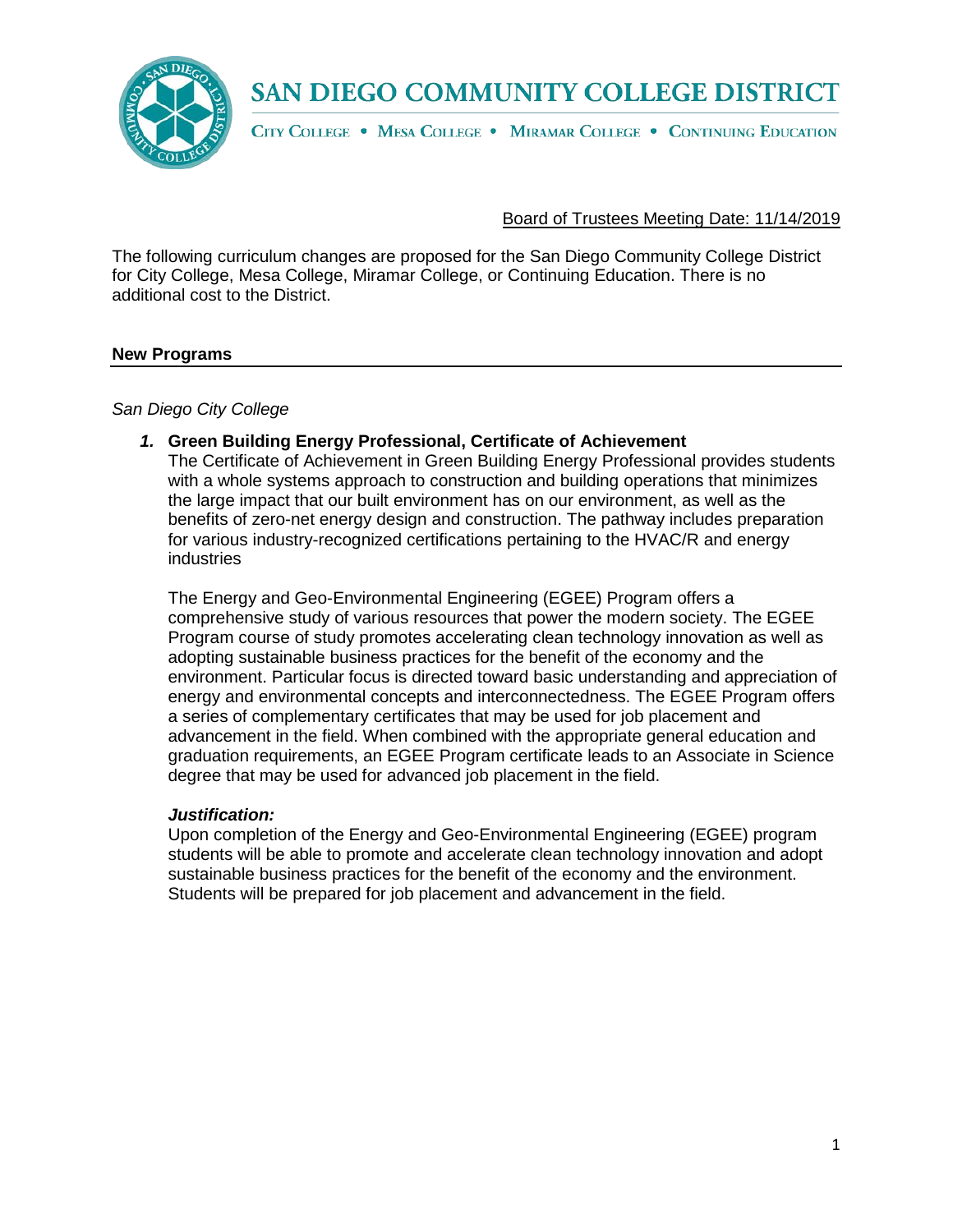# SAN DIEGO COMMUNITY COLLEGE DISTRICT

CITY COLLEGE • MESA COLLEGE • MIRAMAR COLLEGE • CONTINUING EDUCATION

Board of Trustees Meeting Date: 11/14/2019

The following curriculum changes are proposed for the San Diego Community College District for City College, Mesa College, Miramar College, or Continuing Education. There is no additional cost to the District.

## New Programs

*San Diego City College*

1. **Green Building Energy Professional, Certificate of Achievement**

   The Certificate of Achievement in Green Building Energy Professional provides students with a whole systems approach to construction and building operations that minimizes the large impact that our built environment has on our environment, as well as the benefits of zero-net energy design and construction. The pathway includes preparation for various industry-recognized certifications pertaining to the HVAC/R and energy industries

   The Energy and Geo-Environmental Engineering (EGEE) Program offers a comprehensive study of various resources that power the modern society. The EGEE Program course of study promotes accelerating clean technology innovation as well as adopting sustainable business practices for the benefit of the economy and the environment. Particular focus is directed toward basic understanding and appreciation of energy and environmental concepts and interconnectedness. The EGEE Program offers a series of complementary certificates that may be used for job placement and advancement in the field. When combined with the appropriate general education and graduation requirements, an EGEE Program certificate leads to an Associate in Science degree that may be used for advanced job placement in the field.

   ***Justification:***

   Upon completion of the Energy and Geo-Environmental Engineering (EGEE) program students will be able to promote and accelerate clean technology innovation and adopt sustainable business practices for the benefit of the economy and the environment. Students will be prepared for job placement and advancement in the field.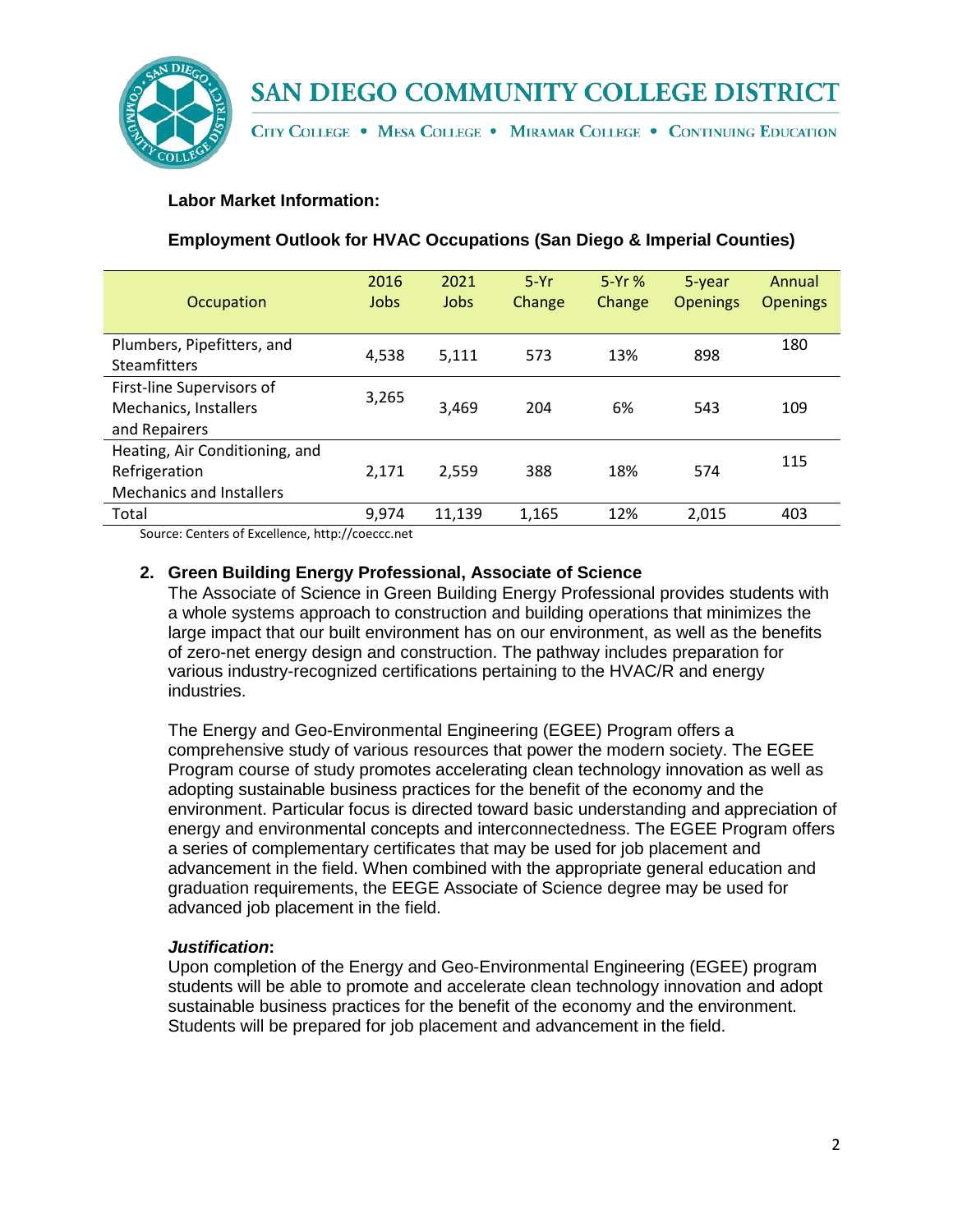**Labor Market Information:**

**Employment Outlook for HVAC Occupations (San Diego & Imperial Counties)**

| Occupation | 2016 Jobs | 2021 Jobs | 5-Yr Change | 5-Yr % Change | 5-year Openings | Annual Openings |
|---|---|---|---|---|---|---|
| Plumbers, Pipefitters, and Steamfitters | 4,538 | 5,111 | 573 | 13% | 898 | 180 |
| First-line Supervisors of Mechanics, Installers and Repairers | 3,265 | 3,469 | 204 | 6% | 543 | 109 |
| Heating, Air Conditioning, and Refrigeration Mechanics and Installers | 2,171 | 2,559 | 388 | 18% | 574 | 115 |
| Total | 9,974 | 11,139 | 1,165 | 12% | 2,015 | 403 |

Source: Centers of Excellence, http://coeccc.net

2. **Green Building Energy Professional, Associate of Science**

The Associate of Science in Green Building Energy Professional provides students with a whole systems approach to construction and building operations that minimizes the large impact that our built environment has on our environment, as well as the benefits of zero-net energy design and construction. The pathway includes preparation for various industry-recognized certifications pertaining to the HVAC/R and energy industries.

The Energy and Geo-Environmental Engineering (EGEE) Program offers a comprehensive study of various resources that power the modern society. The EGEE Program course of study promotes accelerating clean technology innovation as well as adopting sustainable business practices for the benefit of the economy and the environment. Particular focus is directed toward basic understanding and appreciation of energy and environmental concepts and interconnectedness. The EGEE Program offers a series of complementary certificates that may be used for job placement and advancement in the field. When combined with the appropriate general education and graduation requirements, the EEGE Associate of Science degree may be used for advanced job placement in the field.

***Justification*:**

Upon completion of the Energy and Geo-Environmental Engineering (EGEE) program students will be able to promote and accelerate clean technology innovation and adopt sustainable business practices for the benefit of the economy and the environment. Students will be prepared for job placement and advancement in the field.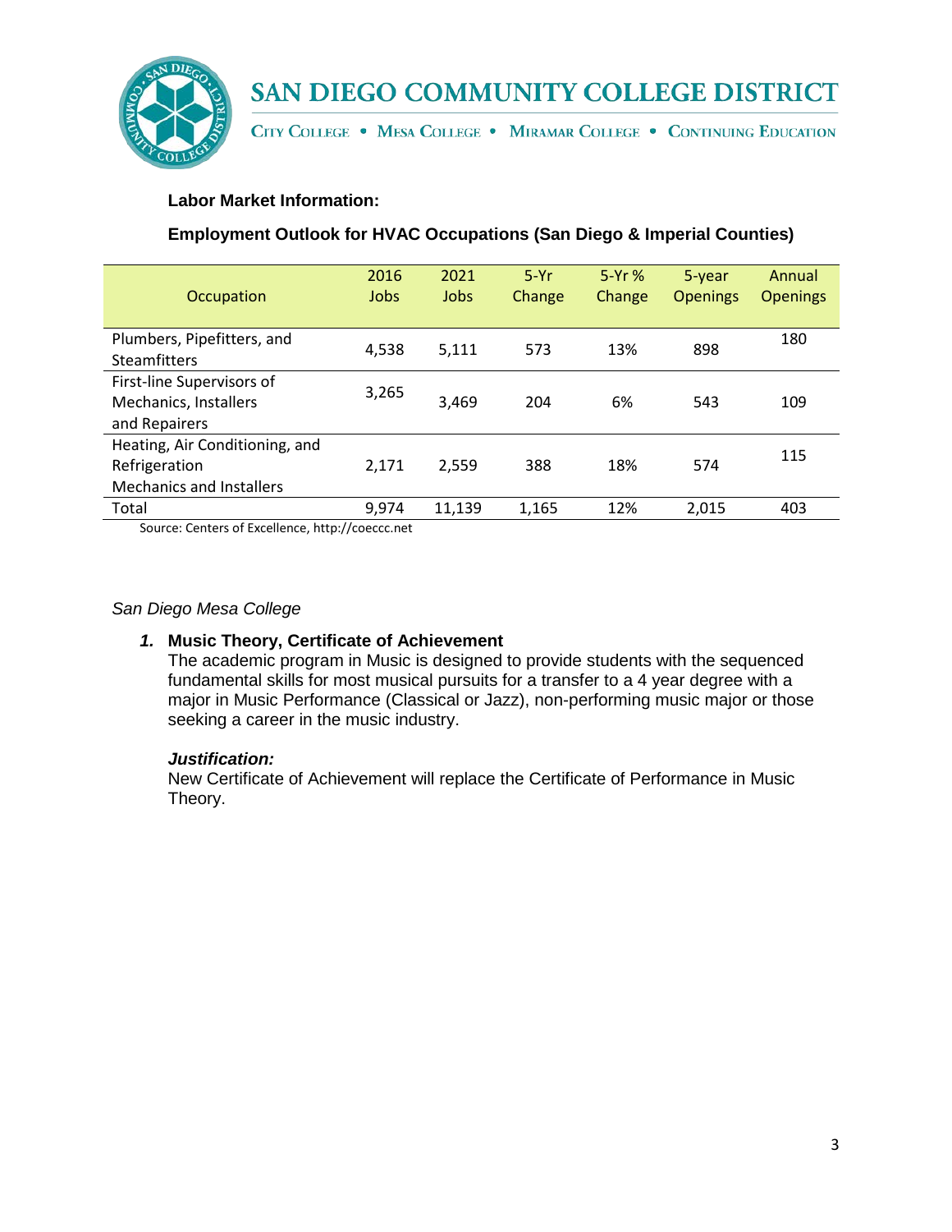**Labor Market Information:**

**Employment Outlook for HVAC Occupations (San Diego & Imperial Counties)**

| Occupation | 2016 Jobs | 2021 Jobs | 5-Yr Change | 5-Yr % Change | 5-year Openings | Annual Openings |
|---|---|---|---|---|---|---|
| Plumbers, Pipefitters, and Steamfitters | 4,538 | 5,111 | 573 | 13% | 898 | 180 |
| First-line Supervisors of Mechanics, Installers and Repairers | 3,265 | 3,469 | 204 | 6% | 543 | 109 |
| Heating, Air Conditioning, and Refrigeration Mechanics and Installers | 2,171 | 2,559 | 388 | 18% | 574 | 115 |
| Total | 9,974 | 11,139 | 1,165 | 12% | 2,015 | 403 |

Source: Centers of Excellence, http://coeccc.net

*San Diego Mesa College*

***1.*** **Music Theory, Certificate of Achievement**

The academic program in Music is designed to provide students with the sequenced fundamental skills for most musical pursuits for a transfer to a 4 year degree with a major in Music Performance (Classical or Jazz), non-performing music major or those seeking a career in the music industry.

***Justification:***

New Certificate of Achievement will replace the Certificate of Performance in Music Theory.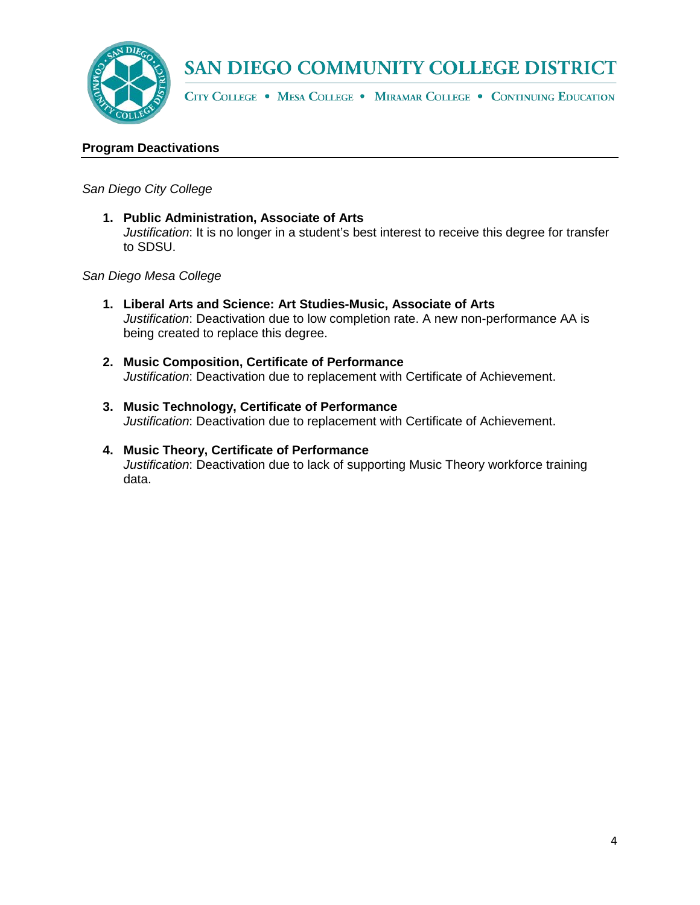## Program Deactivations

*San Diego City College*

1. **Public Administration, Associate of Arts**
   *Justification*: It is no longer in a student's best interest to receive this degree for transfer to SDSU.

*San Diego Mesa College*

1. **Liberal Arts and Science: Art Studies-Music, Associate of Arts**
   *Justification*: Deactivation due to low completion rate. A new non-performance AA is being created to replace this degree.

2. **Music Composition, Certificate of Performance**
   *Justification*: Deactivation due to replacement with Certificate of Achievement.

3. **Music Technology, Certificate of Performance**
   *Justification*: Deactivation due to replacement with Certificate of Achievement.

4. **Music Theory, Certificate of Performance**
   *Justification*: Deactivation due to lack of supporting Music Theory workforce training data.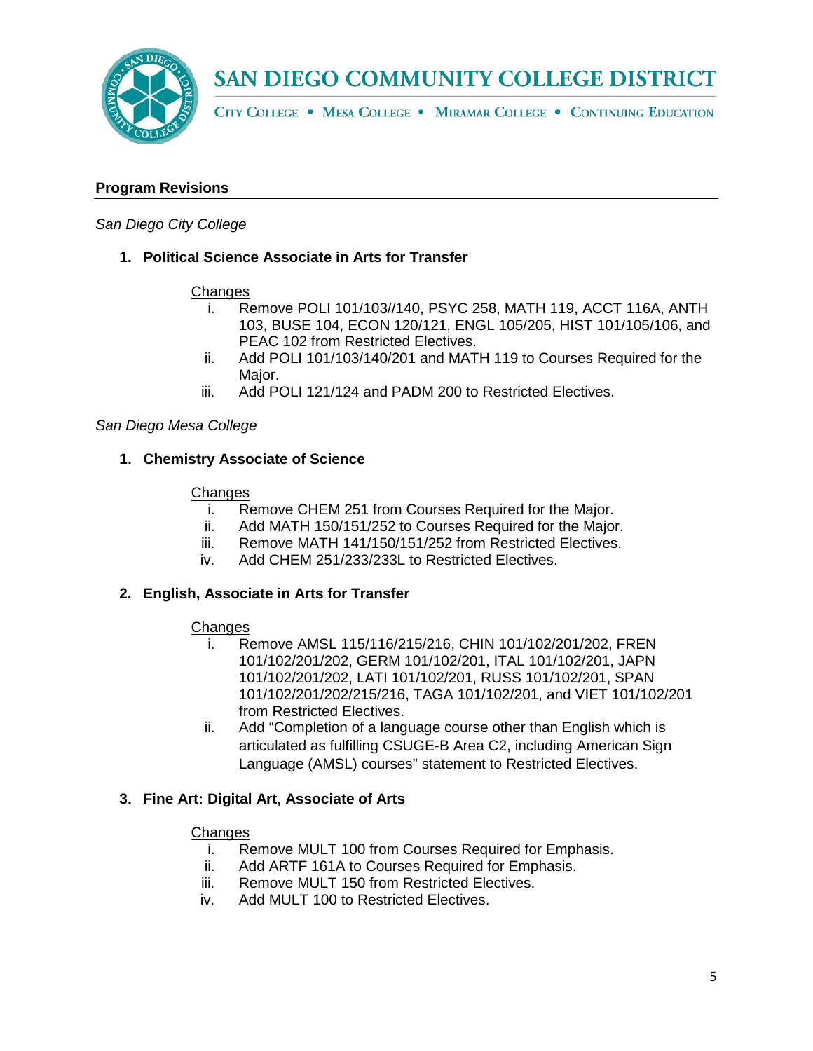## Program Revisions

*San Diego City College*

1. **Political Science Associate in Arts for Transfer**

   Changes
   
   i. Remove POLI 101/103//140, PSYC 258, MATH 119, ACCT 116A, ANTH 103, BUSE 104, ECON 120/121, ENGL 105/205, HIST 101/105/106, and PEAC 102 from Restricted Electives.
   
   ii. Add POLI 101/103/140/201 and MATH 119 to Courses Required for the Major.
   
   iii. Add POLI 121/124 and PADM 200 to Restricted Electives.

*San Diego Mesa College*

1. **Chemistry Associate of Science**

   Changes
   
   i. Remove CHEM 251 from Courses Required for the Major.
   
   ii. Add MATH 150/151/252 to Courses Required for the Major.
   
   iii. Remove MATH 141/150/151/252 from Restricted Electives.
   
   iv. Add CHEM 251/233/233L to Restricted Electives.

2. **English, Associate in Arts for Transfer**

   Changes
   
   i. Remove AMSL 115/116/215/216, CHIN 101/102/201/202, FREN 101/102/201/202, GERM 101/102/201, ITAL 101/102/201, JAPN 101/102/201/202, LATI 101/102/201, RUSS 101/102/201, SPAN 101/102/201/202/215/216, TAGA 101/102/201, and VIET 101/102/201 from Restricted Electives.
   
   ii. Add "Completion of a language course other than English which is articulated as fulfilling CSUGE-B Area C2, including American Sign Language (AMSL) courses" statement to Restricted Electives.

3. **Fine Art: Digital Art, Associate of Arts**

   Changes
   
   i. Remove MULT 100 from Courses Required for Emphasis.
   
   ii. Add ARTF 161A to Courses Required for Emphasis.
   
   iii. Remove MULT 150 from Restricted Electives.
   
   iv. Add MULT 100 to Restricted Electives.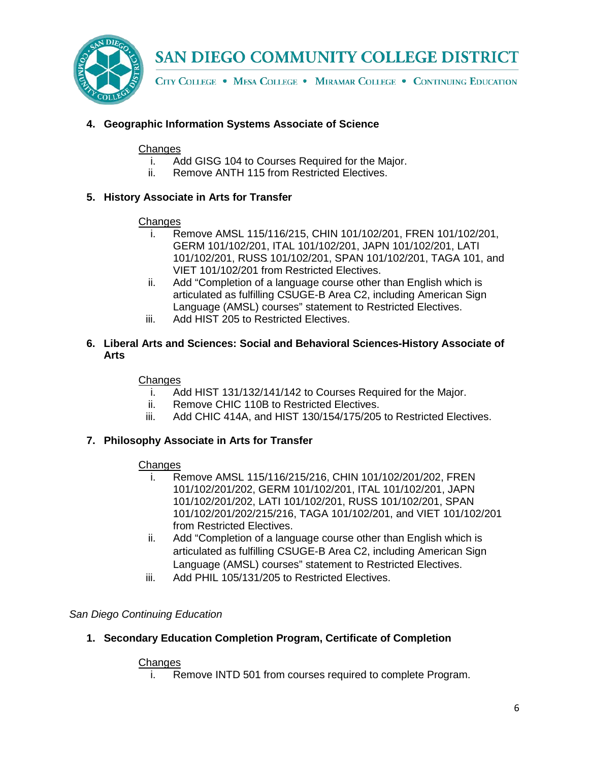4. **Geographic Information Systems Associate of Science**

   Changes
   1. Add GISG 104 to Courses Required for the Major.
   2. Remove ANTH 115 from Restricted Electives.

5. **History Associate in Arts for Transfer**

   Changes
   1. Remove AMSL 115/116/215, CHIN 101/102/201, FREN 101/102/201, GERM 101/102/201, ITAL 101/102/201, JAPN 101/102/201, LATI 101/102/201, RUSS 101/102/201, SPAN 101/102/201, TAGA 101, and VIET 101/102/201 from Restricted Electives.
   2. Add "Completion of a language course other than English which is articulated as fulfilling CSUGE-B Area C2, including American Sign Language (AMSL) courses" statement to Restricted Electives.
   3. Add HIST 205 to Restricted Electives.

6. **Liberal Arts and Sciences: Social and Behavioral Sciences-History Associate of Arts**

   Changes
   1. Add HIST 131/132/141/142 to Courses Required for the Major.
   2. Remove CHIC 110B to Restricted Electives.
   3. Add CHIC 414A, and HIST 130/154/175/205 to Restricted Electives.

7. **Philosophy Associate in Arts for Transfer**

   Changes
   1. Remove AMSL 115/116/215/216, CHIN 101/102/201/202, FREN 101/102/201/202, GERM 101/102/201, ITAL 101/102/201, JAPN 101/102/201/202, LATI 101/102/201, RUSS 101/102/201, SPAN 101/102/201/202/215/216, TAGA 101/102/201, and VIET 101/102/201 from Restricted Electives.
   2. Add "Completion of a language course other than English which is articulated as fulfilling CSUGE-B Area C2, including American Sign Language (AMSL) courses" statement to Restricted Electives.
   3. Add PHIL 105/131/205 to Restricted Electives.

*San Diego Continuing Education*

1. **Secondary Education Completion Program, Certificate of Completion**

   Changes
   1. Remove INTD 501 from courses required to complete Program.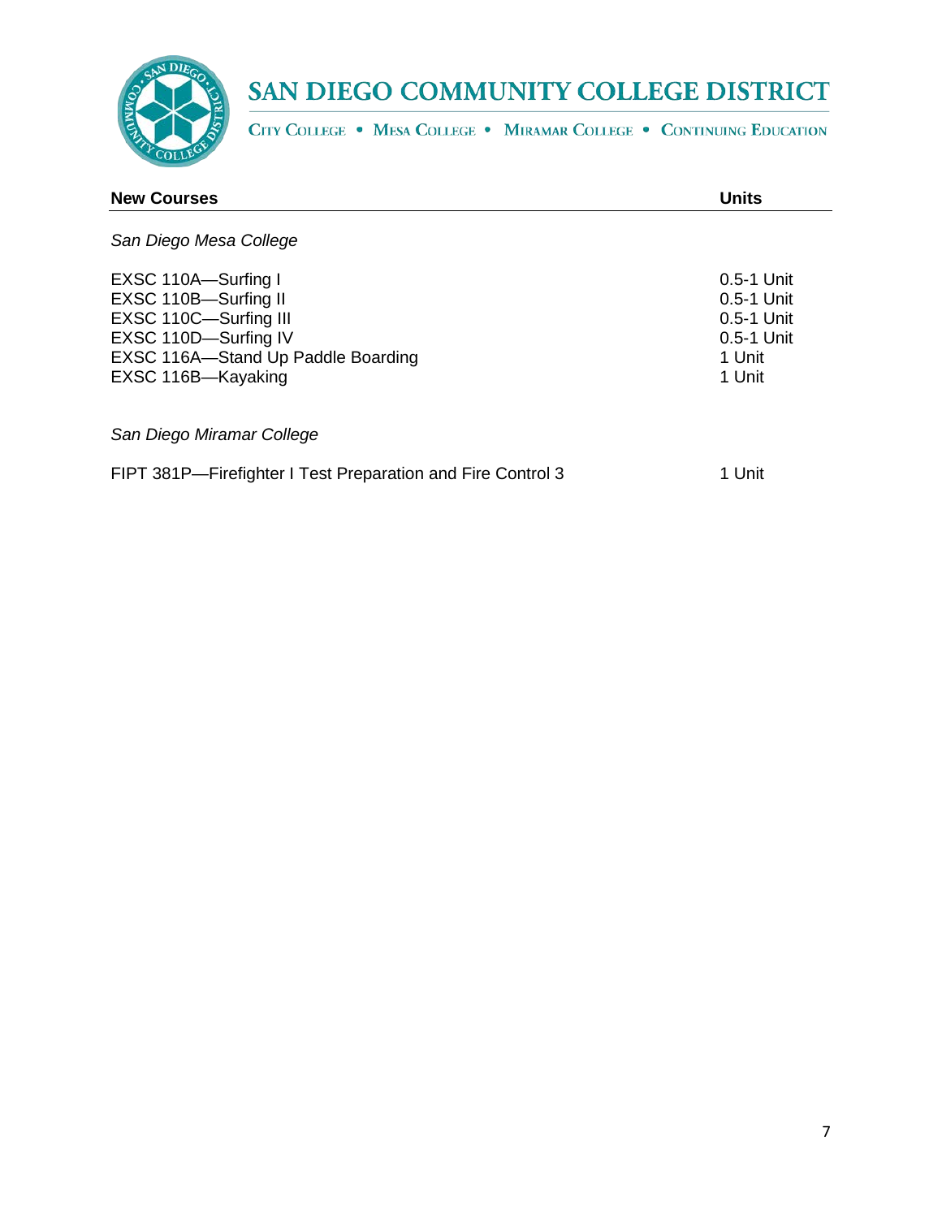| New Courses | Units |
|---|---|
| *San Diego Mesa College* | |
| EXSC 110A—Surfing I | 0.5-1 Unit |
| EXSC 110B—Surfing II | 0.5-1 Unit |
| EXSC 110C—Surfing III | 0.5-1 Unit |
| EXSC 110D—Surfing IV | 0.5-1 Unit |
| EXSC 116A—Stand Up Paddle Boarding | 1 Unit |
| EXSC 116B—Kayaking | 1 Unit |
| *San Diego Miramar College* | |
| FIPT 381P—Firefighter I Test Preparation and Fire Control 3 | 1 Unit |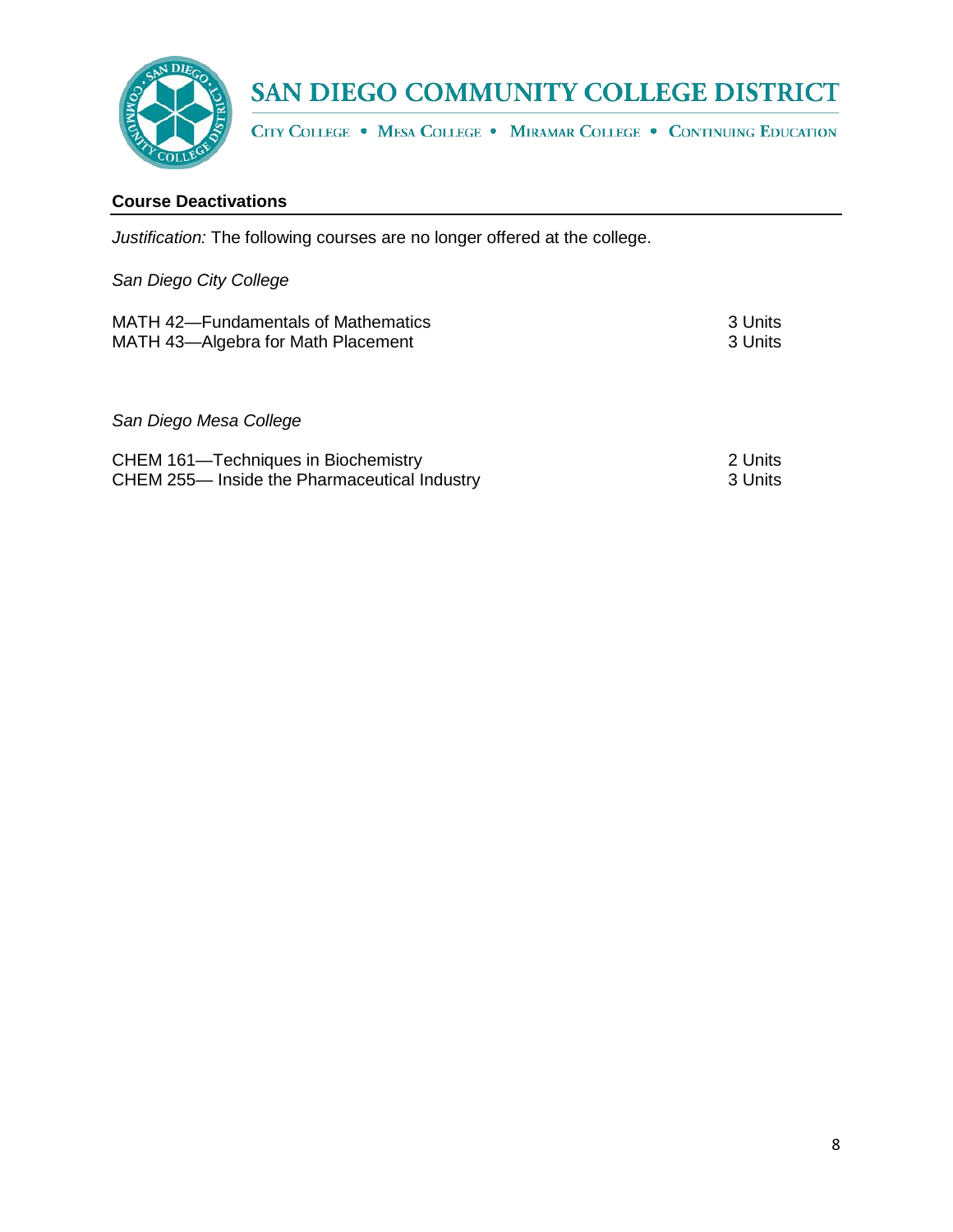## Course Deactivations

*Justification:* The following courses are no longer offered at the college.

*San Diego City College*

| | |
|---|---|
| MATH 42—Fundamentals of Mathematics | 3 Units |
| MATH 43—Algebra for Math Placement | 3 Units |

*San Diego Mesa College*

| | |
|---|---|
| CHEM 161—Techniques in Biochemistry | 2 Units |
| CHEM 255— Inside the Pharmaceutical Industry | 3 Units |